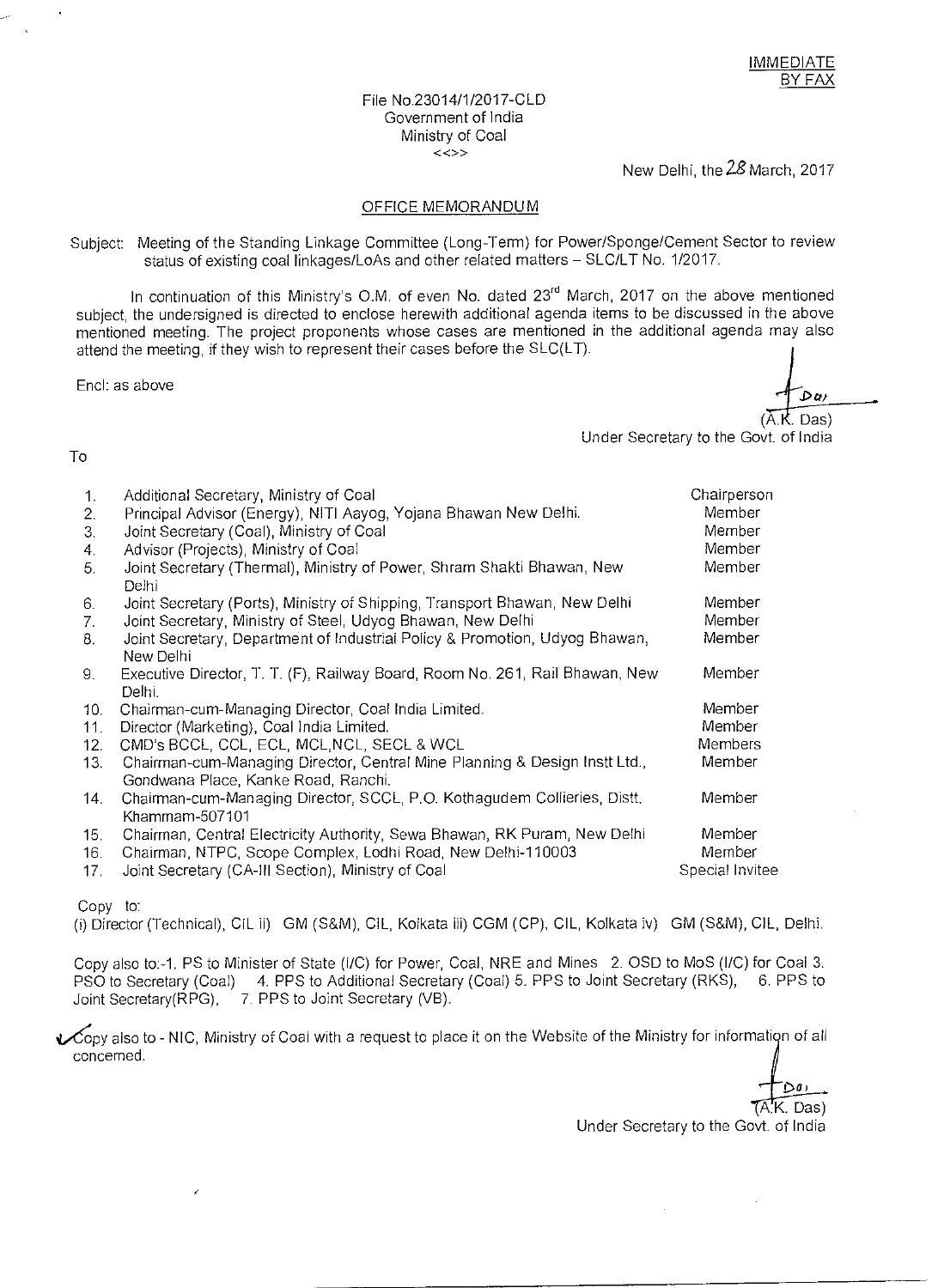IMMEDIATE
BY FAX

File No.23014/1/2017-CLD
Government of India
Ministry of Coal
<<>>

New Delhi, the 28 March, 2017

## OFFICE MEMORANDUM

Subject: Meeting of the Standing Linkage Committee (Long-Term) for Power/Sponge/Cement Sector to review status of existing coal linkages/LoAs and other related matters – SLC/LT No. 1/2017.

In continuation of this Ministry's O.M. of even No. dated 23rd March, 2017 on the above mentioned subject, the undersigned is directed to enclose herewith additional agenda items to be discussed in the above mentioned meeting. The project proponents whose cases are mentioned in the additional agenda may also attend the meeting, if they wish to represent their cases before the SLC(LT).

Encl: as above

(A.K. Das)
Under Secretary to the Govt. of India

To

| | | |
|---|---|---|
| 1. | Additional Secretary, Ministry of Coal | Chairperson |
| 2. | Principal Advisor (Energy), NITI Aayog, Yojana Bhawan New Delhi. | Member |
| 3. | Joint Secretary (Coal), Ministry of Coal | Member |
| 4. | Advisor (Projects), Ministry of Coal | Member |
| 5. | Joint Secretary (Thermal), Ministry of Power, Shram Shakti Bhawan, New Delhi | Member |
| 6. | Joint Secretary (Ports), Ministry of Shipping, Transport Bhawan, New Delhi | Member |
| 7. | Joint Secretary, Ministry of Steel, Udyog Bhawan, New Delhi | Member |
| 8. | Joint Secretary, Department of Industrial Policy & Promotion, Udyog Bhawan, New Delhi | Member |
| 9. | Executive Director, T. T. (F), Railway Board, Room No. 261, Rail Bhawan, New Delhi. | Member |
| 10. | Chairman-cum-Managing Director, Coal India Limited. | Member |
| 11. | Director (Marketing), Coal India Limited. | Member |
| 12. | CMD's BCCL, CCL, ECL, MCL,NCL, SECL & WCL | Members |
| 13. | Chairman-cum-Managing Director, Central Mine Planning & Design Instt Ltd., Gondwana Place, Kanke Road, Ranchi. | Member |
| 14. | Chairman-cum-Managing Director, SCCL, P.O. Kothagudem Collieries, Distt. Khammam-507101 | Member |
| 15. | Chairman, Central Electricity Authority, Sewa Bhawan, RK Puram, New Delhi | Member |
| 16. | Chairman, NTPC, Scope Complex, Lodhi Road, New Delhi-110003 | Member |
| 17. | Joint Secretary (CA-III Section), Ministry of Coal | Special Invitee |

Copy to:
(i) Director (Technical), CIL ii) GM (S&M), CIL, Kolkata iii) CGM (CP), CIL, Kolkata iv) GM (S&M), CIL, Delhi.

Copy also to:-1. PS to Minister of State (I/C) for Power, Coal, NRE and Mines 2. OSD to MoS (I/C) for Coal 3. PSO to Secretary (Coal) 4. PPS to Additional Secretary (Coal) 5. PPS to Joint Secretary (RKS), 6. PPS to Joint Secretary(RPG), 7. PPS to Joint Secretary (VB).

Copy also to - NIC, Ministry of Coal with a request to place it on the Website of the Ministry for information of all concerned.

(A.K. Das)
Under Secretary to the Govt. of India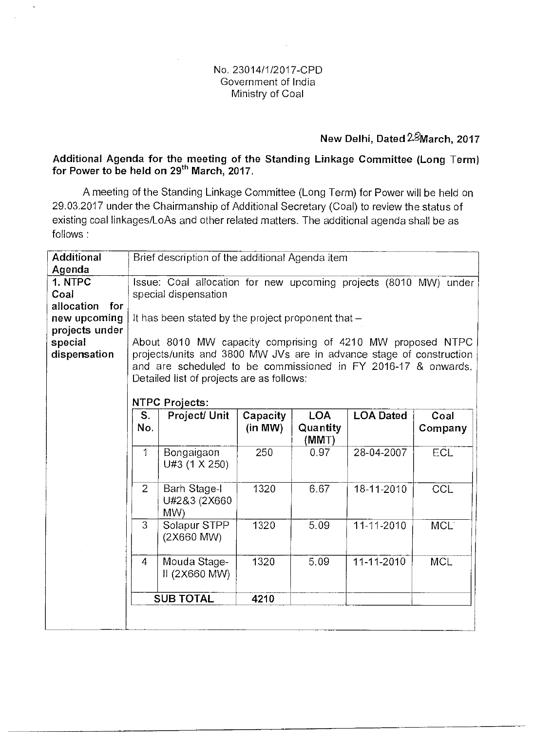No. 23014/1/2017-CPD
Government of India
Ministry of Coal

**New Delhi, Dated 28 March, 2017**

**Additional Agenda for the meeting of the Standing Linkage Committee (Long Term) for Power to be held on 29th March, 2017.**

A meeting of the Standing Linkage Committee (Long Term) for Power will be held on 29.03.2017 under the Chairmanship of Additional Secretary (Coal) to review the status of existing coal linkages/LoAs and other related matters. The additional agenda shall be as follows :

| Additional Agenda | Brief description of the additional Agenda item |
|---|---|
| **1. NTPC Coal allocation for new upcoming projects under special dispensation** | Issue: Coal allocation for new upcoming projects (8010 MW) under special dispensation<br><br>It has been stated by the project proponent that –<br><br>About 8010 MW capacity comprising of 4210 MW proposed NTPC projects/units and 3800 MW JVs are in advance stage of construction and are scheduled to be commissioned in FY 2016-17 & onwards. Detailed list of projects are as follows:<br><br>**NTPC Projects:** |

| S. No. | Project/ Unit | Capacity (in MW) | LOA Quantity (MMT) | LOA Dated | Coal Company |
|---|---|---|---|---|---|
| 1 | Bongaigaon U#3 (1 X 250) | 250 | 0.97 | 28-04-2007 | ECL |
| 2 | Barh Stage-I U#2&3 (2X660 MW) | 1320 | 6.67 | 18-11-2010 | CCL |
| 3 | Solapur STPP (2X660 MW) | 1320 | 5.09 | 11-11-2010 | MCL |
| 4 | Mouda Stage-II (2X660 MW) | 1320 | 5.09 | 11-11-2010 | MCL |
| **SUB TOTAL** | | **4210** | | | |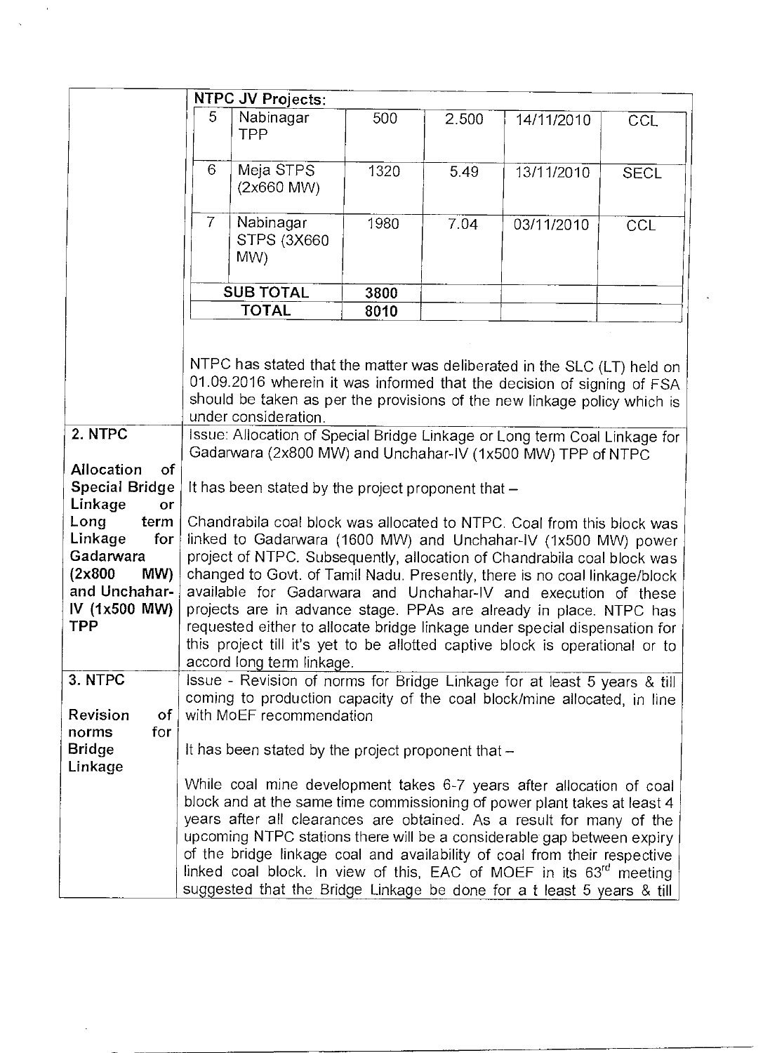| | **NTPC JV Projects:** | | | | | |
|---|---|---|---|---|---|---|
| | 5 | Nabinagar TPP | 500 | 2.500 | 14/11/2010 | CCL |
| | 6 | Meja STPS (2x660 MW) | 1320 | 5.49 | 13/11/2010 | SECL |
| | 7 | Nabinagar STPS (3X660 MW) | 1980 | 7.04 | 03/11/2010 | CCL |
| | | **SUB TOTAL** | **3800** | | | |
| | | **TOTAL** | **8010** | | | |

NTPC has stated that the matter was deliberated in the SLC (LT) held on 01.09.2016 wherein it was informed that the decision of signing of FSA should be taken as per the provisions of the new linkage policy which is under consideration.

| | |
|---|---|
| **2. NTPC**<br><br>**Allocation of Special Bridge Linkage or Long term Linkage for Gadarwara (2x800 MW) and Unchahar-IV (1x500 MW) TPP** | Issue: Allocation of Special Bridge Linkage or Long term Coal Linkage for Gadarwara (2x800 MW) and Unchahar-IV (1x500 MW) TPP of NTPC<br><br>It has been stated by the project proponent that –<br><br>Chandrabila coal block was allocated to NTPC. Coal from this block was linked to Gadarwara (1600 MW) and Unchahar-IV (1x500 MW) power project of NTPC. Subsequently, allocation of Chandrabila coal block was changed to Govt. of Tamil Nadu. Presently, there is no coal linkage/block available for Gadarwara and Unchahar-IV and execution of these projects are in advance stage. PPAs are already in place. NTPC has requested either to allocate bridge linkage under special dispensation for this project till it's yet to be allotted captive block is operational or to accord long term linkage. |
| **3. NTPC**<br><br>**Revision of norms for Bridge Linkage** | Issue - Revision of norms for Bridge Linkage for at least 5 years & till coming to production capacity of the coal block/mine allocated, in line with MoEF recommendation<br><br>It has been stated by the project proponent that –<br><br>While coal mine development takes 6-7 years after allocation of coal block and at the same time commissioning of power plant takes at least 4 years after all clearances are obtained. As a result for many of the upcoming NTPC stations there will be a considerable gap between expiry of the bridge linkage coal and availability of coal from their respective linked coal block. In view of this, EAC of MOEF in its 63rd meeting suggested that the Bridge Linkage be done for a t least 5 years & till |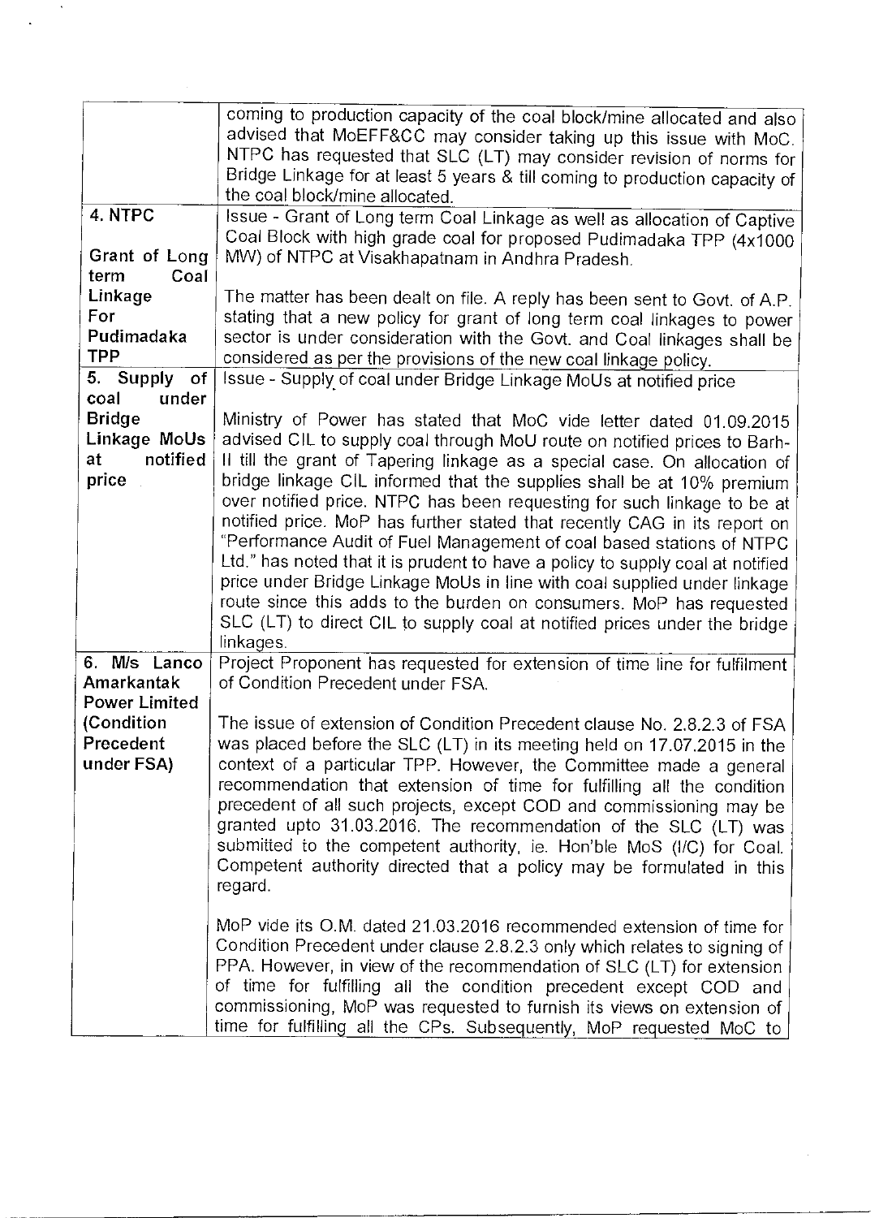| | |
|---|---|
| | coming to production capacity of the coal block/mine allocated and also advised that MoEFF&CC may consider taking up this issue with MoC. NTPC has requested that SLC (LT) may consider revision of norms for Bridge Linkage for at least 5 years & till coming to production capacity of the coal block/mine allocated. |
| **4. NTPC**<br><br>**Grant of Long term Coal Linkage For Pudimadaka TPP** | Issue - Grant of Long term Coal Linkage as well as allocation of Captive Coal Block with high grade coal for proposed Pudimadaka TPP (4x1000 MW) of NTPC at Visakhapatnam in Andhra Pradesh.<br><br>The matter has been dealt on file. A reply has been sent to Govt. of A.P. stating that a new policy for grant of long term coal linkages to power sector is under consideration with the Govt. and Coal linkages shall be considered as per the provisions of the new coal linkage policy. |
| **5. Supply of coal under Bridge Linkage MoUs at notified price** | Issue - Supply of coal under Bridge Linkage MoUs at notified price<br><br>Ministry of Power has stated that MoC vide letter dated 01.09.2015 advised CIL to supply coal through MoU route on notified prices to Barh-II till the grant of Tapering linkage as a special case. On allocation of bridge linkage CIL informed that the supplies shall be at 10% premium over notified price. NTPC has been requesting for such linkage to be at notified price. MoP has further stated that recently CAG in its report on "Performance Audit of Fuel Management of coal based stations of NTPC Ltd." has noted that it is prudent to have a policy to supply coal at notified price under Bridge Linkage MoUs in line with coal supplied under linkage route since this adds to the burden on consumers. MoP has requested SLC (LT) to direct CIL to supply coal at notified prices under the bridge linkages. |
| **6. M/s Lanco Amarkantak Power Limited (Condition Precedent under FSA)** | Project Proponent has requested for extension of time line for fulfilment of Condition Precedent under FSA.<br><br>The issue of extension of Condition Precedent clause No. 2.8.2.3 of FSA was placed before the SLC (LT) in its meeting held on 17.07.2015 in the context of a particular TPP. However, the Committee made a general recommendation that extension of time for fulfilling all the condition precedent of all such projects, except COD and commissioning may be granted upto 31.03.2016. The recommendation of the SLC (LT) was submitted to the competent authority, ie. Hon'ble MoS (I/C) for Coal. Competent authority directed that a policy may be formulated in this regard.<br><br>MoP vide its O.M. dated 21.03.2016 recommended extension of time for Condition Precedent under clause 2.8.2.3 only which relates to signing of PPA. However, in view of the recommendation of SLC (LT) for extension of time for fulfilling all the condition precedent except COD and commissioning, MoP was requested to furnish its views on extension of time for fulfilling all the CPs. Subsequently, MoP requested MoC to |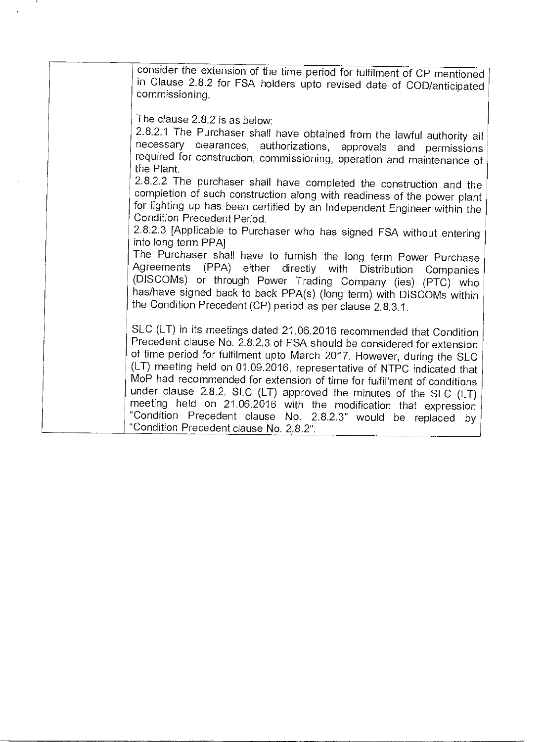| | |
|---|---|
| | consider the extension of the time period for fulfilment of CP mentioned in Clause 2.8.2 for FSA holders upto revised date of COD/anticipated commissioning.<br><br>The clause 2.8.2 is as below:<br>2.8.2.1 The Purchaser shall have obtained from the lawful authority all necessary clearances, authorizations, approvals and permissions required for construction, commissioning, operation and maintenance of the Plant.<br>2.8.2.2 The purchaser shall have completed the construction and the completion of such construction along with readiness of the power plant for lighting up has been certified by an Independent Engineer within the Condition Precedent Period.<br>2.8.2.3 [Applicable to Purchaser who has signed FSA without entering into long term PPA]<br>The Purchaser shall have to furnish the long term Power Purchase Agreements (PPA) either directly with Distribution Companies (DISCOMs) or through Power Trading Company (ies) (PTC) who has/have signed back to back PPA(s) (long term) with DISCOMs within the Condition Precedent (CP) period as per clause 2.8.3.1.<br><br>SLC (LT) in its meetings dated 21.06.2016 recommended that Condition Precedent clause No. 2.8.2.3 of FSA should be considered for extension of time period for fulfilment upto March 2017. However, during the SLC (LT) meeting held on 01.09.2016, representative of NTPC indicated that MoP had recommended for extension of time for fulfillment of conditions under clause 2.8.2. SLC (LT) approved the minutes of the SLC (LT) meeting held on 21.06.2016 with the modification that expression "Condition Precedent clause No. 2.8.2.3" would be replaced by "Condition Precedent clause No. 2.8.2". |